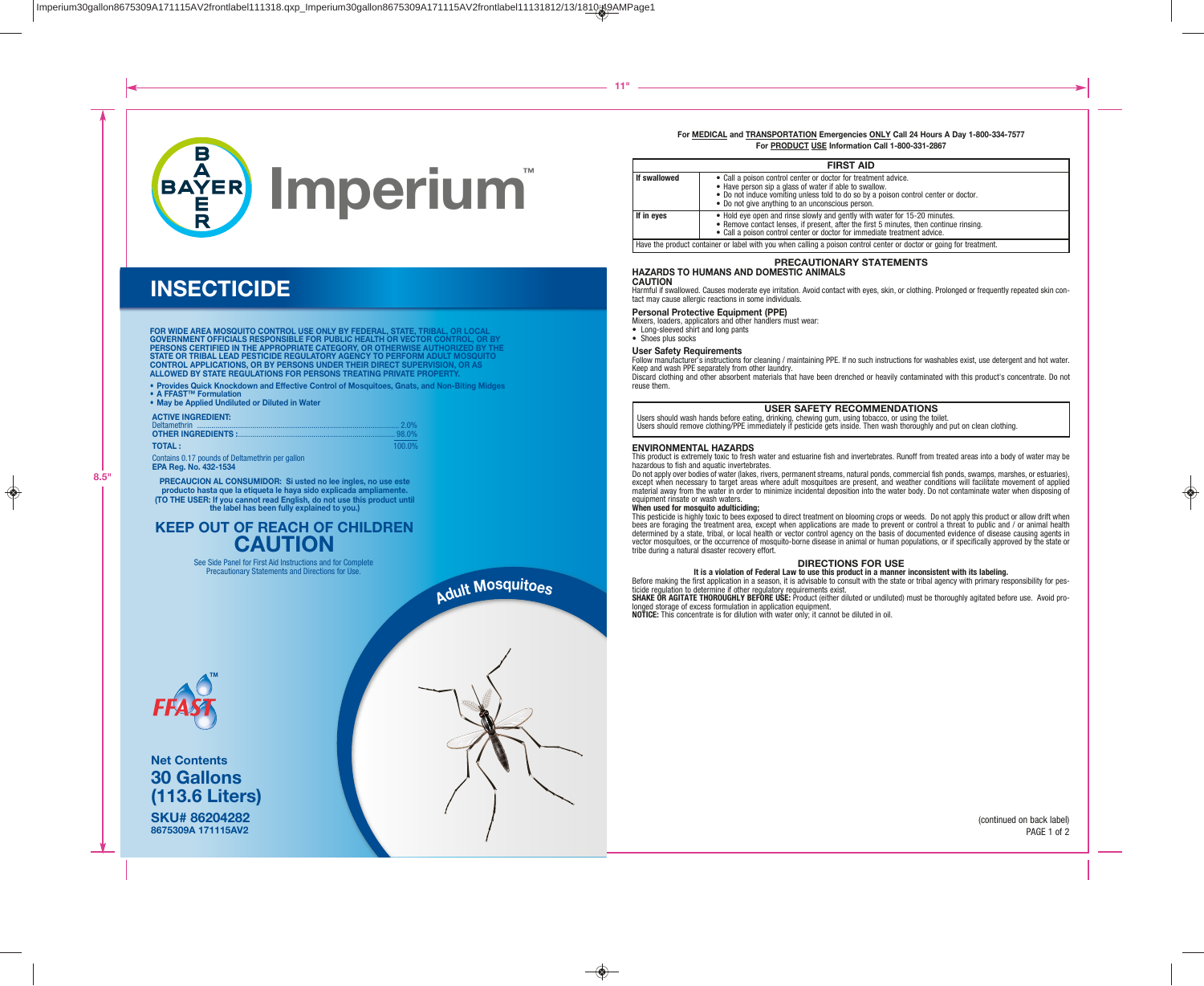# Imperium™

## INSECTICIDE

**FOR WIDE AREA MOSQUITO CONTROL USE ONLY BY FEDERAL, STATE, TRIBAL, OR LOCAL GOVERNMENT OFFICIALS RESPONSIBLE FOR PUBLIC HEALTH OR VECTOR CONTROL, OR BY PERSONS CERTIFIED IN THE APPROPRIATE CATEGORY, OR OTHERWISE AUTHORIZED BY THE STATE OR TRIBAL LEAD PESTICIDE REGULATORY AGENCY TO PERFORM ADULT MOSQUITO CONTROL APPLICATIONS, OR BY PERSONS UNDER THEIR DIRECT SUPERVISION, OR AS ALLOWED BY STATE REGULATIONS FOR PERSONS TREATING PRIVATE PROPERTY.**

- **Provides Quick Knockdown and Effective Control of Mosquitoes, Gnats, and Non-Biting Midges**
- **A FFAST™ Formulation**
- **May be Applied Undiluted or Diluted in Water**

| ACTIVE INGREDIENT: | |
|---|---|
| Deltamethrin | 2.0% |
| **OTHER INGREDIENTS:** | 98.0% |
| **TOTAL:** | 100.0% |

Contains 0.17 pounds of Deltamethrin per gallon

**EPA Reg. No. 432-1534**

**PRECAUCION AL CONSUMIDOR: Si usted no lee ingles, no use este producto hasta que la etiqueta le haya sido explicada ampliamente. (TO THE USER: If you cannot read English, do not use this product until the label has been fully explained to you.)**

## KEEP OUT OF REACH OF CHILDREN
## CAUTION

See Side Panel for First Aid Instructions and for Complete Precautionary Statements and Directions for Use.

**Adult Mosquitoes**

FFAST™

**Net Contents**
**30 Gallons**
**(113.6 Liters)**

**SKU# 86204282**
**8675309A 171115AV2**

**For MEDICAL and TRANSPORTATION Emergencies ONLY Call 24 Hours A Day 1-800-334-7577**
**For PRODUCT USE Information Call 1-800-331-2867**

| FIRST AID | |
|---|---|
| **If swallowed** | • Call a poison control center or doctor for treatment advice.<br>• Have person sip a glass of water if able to swallow.<br>• Do not induce vomiting unless told to do so by a poison control center or doctor.<br>• Do not give anything to an unconscious person. |
| **If in eyes** | • Hold eye open and rinse slowly and gently with water for 15-20 minutes.<br>• Remove contact lenses, if present, after the first 5 minutes, then continue rinsing.<br>• Call a poison control center or doctor for immediate treatment advice. |
| Have the product container or label with you when calling a poison control center or doctor or going for treatment. | |

## PRECAUTIONARY STATEMENTS

### HAZARDS TO HUMANS AND DOMESTIC ANIMALS

**CAUTION**

Harmful if swallowed. Causes moderate eye irritation. Avoid contact with eyes, skin, or clothing. Prolonged or frequently repeated skin contact may cause allergic reactions in some individuals.

### Personal Protective Equipment (PPE)

Mixers, loaders, applicators and other handlers must wear:

- Long-sleeved shirt and long pants
- Shoes plus socks

### User Safety Requirements

Follow manufacturer's instructions for cleaning / maintaining PPE. If no such instructions for washables exist, use detergent and hot water. Keep and wash PPE separately from other laundry.

Discard clothing and other absorbent materials that have been drenched or heavily contaminated with this product's concentrate. Do not reuse them.

### USER SAFETY RECOMMENDATIONS

Users should wash hands before eating, drinking, chewing gum, using tobacco, or using the toilet.
Users should remove clothing/PPE immediately if pesticide gets inside. Then wash thoroughly and put on clean clothing.

### ENVIRONMENTAL HAZARDS

This product is extremely toxic to fresh water and estuarine fish and invertebrates. Runoff from treated areas into a body of water may be hazardous to fish and aquatic invertebrates.

Do not apply over bodies of water (lakes, rivers, permanent streams, natural ponds, commercial fish ponds, swamps, marshes, or estuaries), except when necessary to target areas where adult mosquitoes are present, and weather conditions will facilitate movement of applied material away from the water in order to minimize incidental deposition into the water body. Do not contaminate water when disposing of equipment rinsate or wash waters.

**When used for mosquito adulticiding;**

This pesticide is highly toxic to bees exposed to direct treatment on blooming crops or weeds. Do not apply this product or allow drift when bees are foraging the treatment area, except when applications are made to prevent or control a threat to public and / or animal health determined by a state, tribal, or local health or vector control agency on the basis of documented evidence of disease causing agents in vector mosquitoes, or the occurrence of mosquito-borne disease in animal or human populations, or if specifically approved by the state or tribe during a natural disaster recovery effort.

## DIRECTIONS FOR USE

**It is a violation of Federal Law to use this product in a manner inconsistent with its labeling.**

Before making the first application in a season, it is advisable to consult with the state or tribal agency with primary responsibility for pesticide regulation to determine if other regulatory requirements exist.

**SHAKE OR AGITATE THOROUGHLY BEFORE USE:** Product (either diluted or undiluted) must be thoroughly agitated before use. Avoid prolonged storage of excess formulation in application equipment.

**NOTICE:** This concentrate is for dilution with water only; it cannot be diluted in oil.

(continued on back label)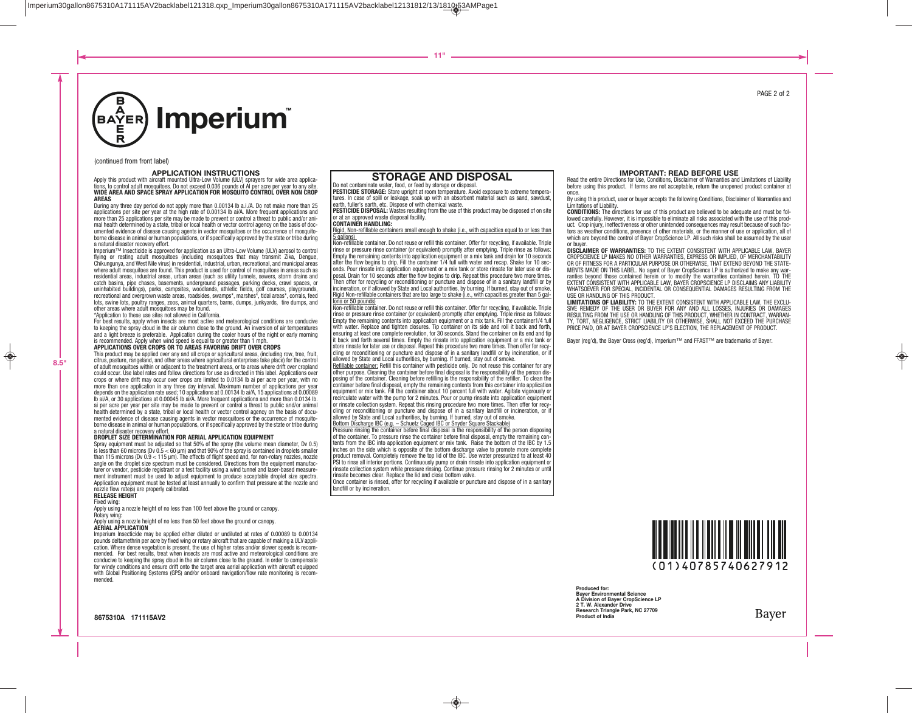# Imperium™

(continued from front label)

## APPLICATION INSTRUCTIONS

Apply this product with aircraft mounted Ultra-Low Volume (ULV) sprayers for wide area applications, to control adult mosquitoes. Do not exceed 0.036 pounds of AI per acre per year to any site.

**WIDE AREA AND SPACE SPRAY APPLICATION FOR MOSQUITO CONTROL OVER NON CROP AREAS**

During any three day period do not apply more than 0.00134 lb a.i./A. Do not make more than 25 applications per site per year at the high rate of 0.00134 lb ai/A. More frequent applications and more than 25 applications per site may be made to prevent or control a threat to public and/or animal health determined by a state, tribal or local health or vector control agency on the basis of documented evidence of disease causing agents in vector mosquitoes or the occurrence of mosquito-borne disease in animal or human populations, or if specifically approved by the state or tribe during a natural disaster recovery effort.

Imperium™ Insecticide is approved for application as an Ultra-Low Volume (ULV) aerosol to control flying or resting adult mosquitoes (including mosquitoes that may transmit Zika, Dengue, Chikungunya, and West Nile virus) in residential, industrial, urban, recreational, and municipal areas where adult mosquitoes are found. This product is used for control of mosquitoes in areas such as residential areas, industrial areas, urban areas (such as utility tunnels, sewers, storm drains and catch basins, pipe chases, basements, underground passages, parking decks, crawl spaces, or uninhabited buildings), parks, campsites, woodlands, athletic fields, golf courses, playgrounds, recreational and overgrown waste areas, roadsides, swamps*, marshes*, tidal areas*, corrals, feed lots, swine lots, poultry ranges, zoos, animal quarters, barns, dumps, junkyards, tire dumps, and other areas where adult mosquitoes may be found.

*Application to these use sites not allowed in California.

For best results, apply when insects are most active and meteorological conditions are conducive to keeping the spray cloud in the air column close to the ground. An inversion of air temperatures and a light breeze is preferable. Application during the cooler hours of the night or early morning is recommended. Apply when wind speed is equal to or greater than 1 mph.

**APPLICATIONS OVER CROPS OR TO AREAS FAVORING DRIFT OVER CROPS**

This product may be applied over any and all crops or agricultural areas, (including row, tree, fruit, citrus, pasture, rangeland, and other areas where agricultural enterprises take place) for the control of adult mosquitoes within or adjacent to the treatment areas, or to areas where drift over cropland could occur. Use label rates and follow directions for use as directed in this label. Applications over crops or where drift may occur over crops are limited to 0.0134 lb ai per acre per year, with no more than one application in any three day interval. Maximum number of applications per year depends on the application rate used; 10 applications at 0.00134 lb ai/A, 15 applications at 0.00089 lb ai/A, or 30 applications at 0.00045 lb ai/A. More frequent applications and more than 0.0134 lb. ai per acre per year per site may be made to prevent or control a threat to public and/or animal health determined by a state, tribal or local health or vector control agency on the basis of documented evidence of disease causing agents in vector mosquitoes or the occurrence of mosquito-borne disease in animal or human populations, or if specifically approved by the state or tribe during a natural disaster recovery effort.

**DROPLET SIZE DETERMINATION FOR AERIAL APPLICATION EQUIPMENT**

Spray equipment must be adjusted so that 50% of the spray (the volume mean diameter, Dv 0.5) is less than 60 microns (Dv 0.5 < 60 µm) and that 90% of the spray is contained in droplets smaller than 115 microns (Dv 0.9 < 115 µm). The effects of flight speed and, for non-rotary nozzles, nozzle angle on the droplet size spectrum must be considered. Directions from the equipment manufacturer or vendor, pesticide registrant or a test facility using a wind tunnel and laser-based measurement instrument must be used to adjust equipment to produce acceptable droplet size spectra. Application equipment must be tested at least annually to confirm that pressure at the nozzle and nozzle flow rate(s) are properly calibrated.

**RELEASE HEIGHT**

Fixed wing:

Apply using a nozzle height of no less than 100 feet above the ground or canopy.

Rotary wing:

Apply using a nozzle height of no less than 50 feet above the ground or canopy.

**AERIAL APPLICATION**

Imperium Insecticide may be applied either diluted or undiluted at rates of 0.00089 to 0.00134 pounds deltamethrin per acre by fixed wing or rotary aircraft that are capable of making a ULV application. Where dense vegetation is present, the use of higher rates and/or slower speeds is recommended. For best results, treat when insects are most active and meteorological conditions are conducive to keeping the spray cloud in the air column close to the ground. In order to compensate for windy conditions and ensure drift onto the target area aerial application with aircraft equipped with Global Positioning Systems (GPS) and/or onboard navigation/flow rate monitoring is recommended.

## STORAGE AND DISPOSAL

Do not contaminate water, food, or feed by storage or disposal.

**PESTICIDE STORAGE:** Store upright at room temperature. Avoid exposure to extreme temperatures. In case of spill or leakage, soak up with an absorbent material such as sand, sawdust, earth, fuller's earth, etc. Dispose of with chemical waste.

**PESTICIDE DISPOSAL:** Wastes resulting from the use of this product may be disposed of on site or at an approved waste disposal facility.

**CONTAINER HANDLING:**

Rigid, Non-refillable containers small enough to shake (i.e., with capacities equal to or less than 5 gallons)

Non-refillable container. Do not reuse or refill this container. Offer for recycling, if available. Triple rinse or pressure rinse container (or equivalent) promptly after emptying. Triple rinse as follows: Empty the remaining contents into application equipment or a mix tank and drain for 10 seconds after the flow begins to drip. Fill the container 1/4 full with water and recap. Shake for 10 seconds. Pour rinsate into application equipment or a mix tank or store rinsate for later use or disposal. Drain for 10 seconds after the flow begins to drip. Repeat this procedure two more times. Then offer for recycling or reconditioning or puncture and dispose of in a sanitary landfill or by incineration, or if allowed by State and Local authorities, by burning. If burned, stay out of smoke.

Rigid Non-refillable containers that are too large to shake (i.e., with capacities greater than 5 gallons or 50 pounds)

Non-refillable container. Do not reuse or refill this container. Offer for recycling, if available. Triple rinse or pressure rinse container (or equivalent) promptly after emptying. Triple rinse as follows: Empty the remaining contents into application equipment or a mix tank. Fill the container1/4 full with water. Replace and tighten closures. Tip container on its side and roll it back and forth, ensuring at least one complete revolution, for 30 seconds. Stand the container on its end and tip it back and forth several times. Empty the rinsate into application equipment or a mix tank or store rinsate for later use or disposal. Repeat this procedure two more times. Then offer for recycling or reconditioning or puncture and dispose of in a sanitary landfill or by incineration, or if allowed by State and Local authorities, by burning. If burned, stay out of smoke.

Refillable container: Refill this container with pesticide only. Do not reuse this container for any other purpose. Cleaning the container before final disposal is the responsibility of the person disposing of the container. Cleaning before refilling is the responsibility of the refiller. To clean the container before final disposal, empty the remaining contents from this container into application equipment or mix tank. Fill the container about 10 percent full with water. Agitate vigorously or recirculate water with the pump for 2 minutes. Pour or pump rinsate into application equipment or rinsate collection system. Repeat this rinsing procedure two more times. Then offer for recycling or reconditioning or puncture and dispose of in a sanitary landfill or incineration, or if allowed by State and Local authorities, by burning. If burned, stay out of smoke.

Bottom Discharge IBC (e.g. – Schuetz Caged IBC or Snyder Square Stackable)

Pressure rinsing the container before final disposal is the responsibility of the person disposing of the container. To pressure rinse the container before final disposal, empty the remaining contents from the IBC into application equipment or mix tank. Raise the bottom of the IBC by 1.5 inches on the side which is opposite of the bottom discharge valve to promote more complete product removal. Completely remove the top lid of the IBC. Use water pressurized to at least 40 PSI to rinse all interior portions. Continuously pump or drain rinsate into application equipment or rinsate collection system while pressure rinsing. Continue pressure rinsing for 2 minutes or until rinsate becomes clear. Replace the lid and close bottom valve.

Once container is rinsed, offer for recycling if available or puncture and dispose of in a sanitary landfill or by incineration.

## IMPORTANT: READ BEFORE USE

Read the entire Directions for Use, Conditions, Disclaimer of Warranties and Limitations of Liability before using this product. If terms are not acceptable, return the unopened product container at once.

By using this product, user or buyer accepts the following Conditions, Disclaimer of Warranties and Limitations of Liability.

**CONDITIONS:** The directions for use of this product are believed to be adequate and must be followed carefully. However, it is impossible to eliminate all risks associated with the use of this product. Crop injury, ineffectiveness or other unintended consequences may result because of such factors as weather conditions, presence of other materials, or the manner of use or application, all of which are beyond the control of Bayer CropScience LP. All such risks shall be assumed by the user or buyer.

**DISCLAIMER OF WARRANTIES:** TO THE EXTENT CONSISTENT WITH APPLICABLE LAW, BAYER CROPSCIENCE LP MAKES NO OTHER WARRANTIES, EXPRESS OR IMPLIED, OF MERCHANTABILITY OR OF FITNESS FOR A PARTICULAR PURPOSE OR OTHERWISE, THAT EXTEND BEYOND THE STATEMENTS MADE ON THIS LABEL. No agent of Bayer CropScience LP is authorized to make any warranties beyond those contained herein or to modify the warranties contained herein. TO THE EXTENT CONSISTENT WITH APPLICABLE LAW, BAYER CROPSCIENCE LP DISCLAIMS ANY LIABILITY WHATSOEVER FOR SPECIAL, INCIDENTAL OR CONSEQUENTIAL DAMAGES RESULTING FROM THE USE OR HANDLING OF THIS PRODUCT.

**LIMITATIONS OF LIABILITY:** TO THE EXTENT CONSISTENT WITH APPLICABLE LAW, THE EXCLUSIVE REMEDY OF THE USER OR BUYER FOR ANY AND ALL LOSSES, INJURIES OR DAMAGES RESULTING FROM THE USE OR HANDLING OF THIS PRODUCT, WHETHER IN CONTRACT, WARRANTY, TORT, NEGLIGENCE, STRICT LIABILITY OR OTHERWISE, SHALL NOT EXCEED THE PURCHASE PRICE PAID, OR AT BAYER CROPSCIENCE LP'S ELECTION, THE REPLACEMENT OF PRODUCT.

Bayer (reg'd), the Bayer Cross (reg'd), Imperium™ and FFAST™ are trademarks of Bayer.

(01)40785740627912

**Produced for:**
**Bayer Environmental Science**
**A Division of Bayer CropScience LP**
**2 T. W. Alexander Drive**
**Research Triangle Park, NC 27709**
**Product of India**

Bayer

**8675310A 171115AV2**